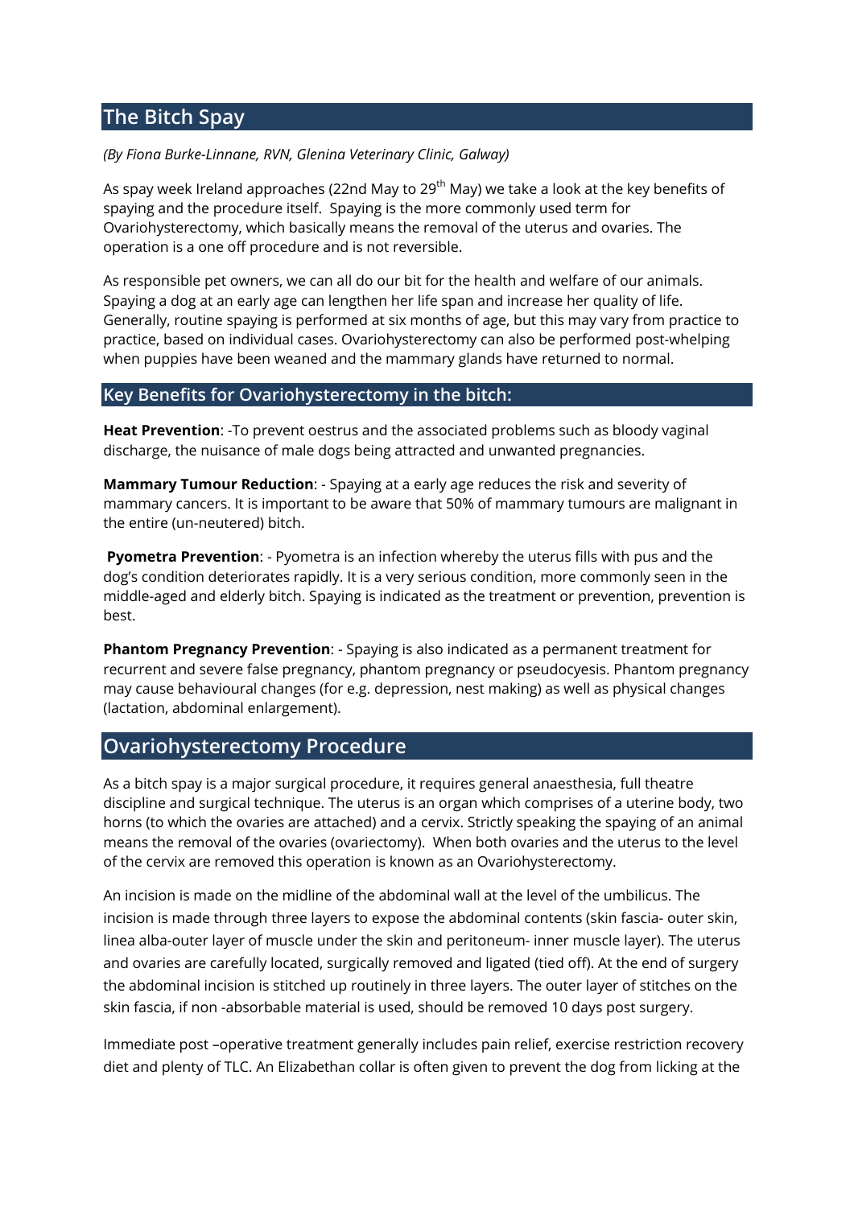## The Bitch Spay

*(By Fiona Burke-Linnane, RVN, Glenina Veterinary Clinic, Galway)*

As spay week Ireland approaches (22nd May to 29th May) we take a look at the key benefits of spaying and the procedure itself. Spaying is the more commonly used term for Ovariohysterectomy, which basically means the removal of the uterus and ovaries. The operation is a one off procedure and is not reversible.

As responsible pet owners, we can all do our bit for the health and welfare of our animals. Spaying a dog at an early age can lengthen her life span and increase her quality of life. Generally, routine spaying is performed at six months of age, but this may vary from practice to practice, based on individual cases. Ovariohysterectomy can also be performed post-whelping when puppies have been weaned and the mammary glands have returned to normal.

### Key Benefits for Ovariohysterectomy in the bitch:

**Heat Prevention**: -To prevent oestrus and the associated problems such as bloody vaginal discharge, the nuisance of male dogs being attracted and unwanted pregnancies.

**Mammary Tumour Reduction**: - Spaying at a early age reduces the risk and severity of mammary cancers. It is important to be aware that 50% of mammary tumours are malignant in the entire (un-neutered) bitch.

**Pyometra Prevention**: - Pyometra is an infection whereby the uterus fills with pus and the dog's condition deteriorates rapidly. It is a very serious condition, more commonly seen in the middle-aged and elderly bitch. Spaying is indicated as the treatment or prevention, prevention is best.

**Phantom Pregnancy Prevention**: - Spaying is also indicated as a permanent treatment for recurrent and severe false pregnancy, phantom pregnancy or pseudocyesis. Phantom pregnancy may cause behavioural changes (for e.g. depression, nest making) as well as physical changes (lactation, abdominal enlargement).

## Ovariohysterectomy Procedure

As a bitch spay is a major surgical procedure, it requires general anaesthesia, full theatre discipline and surgical technique. The uterus is an organ which comprises of a uterine body, two horns (to which the ovaries are attached) and a cervix. Strictly speaking the spaying of an animal means the removal of the ovaries (ovariectomy). When both ovaries and the uterus to the level of the cervix are removed this operation is known as an Ovariohysterectomy.

An incision is made on the midline of the abdominal wall at the level of the umbilicus. The incision is made through three layers to expose the abdominal contents (skin fascia- outer skin, linea alba-outer layer of muscle under the skin and peritoneum- inner muscle layer). The uterus and ovaries are carefully located, surgically removed and ligated (tied off). At the end of surgery the abdominal incision is stitched up routinely in three layers. The outer layer of stitches on the skin fascia, if non -absorbable material is used, should be removed 10 days post surgery.

Immediate post –operative treatment generally includes pain relief, exercise restriction recovery diet and plenty of TLC. An Elizabethan collar is often given to prevent the dog from licking at the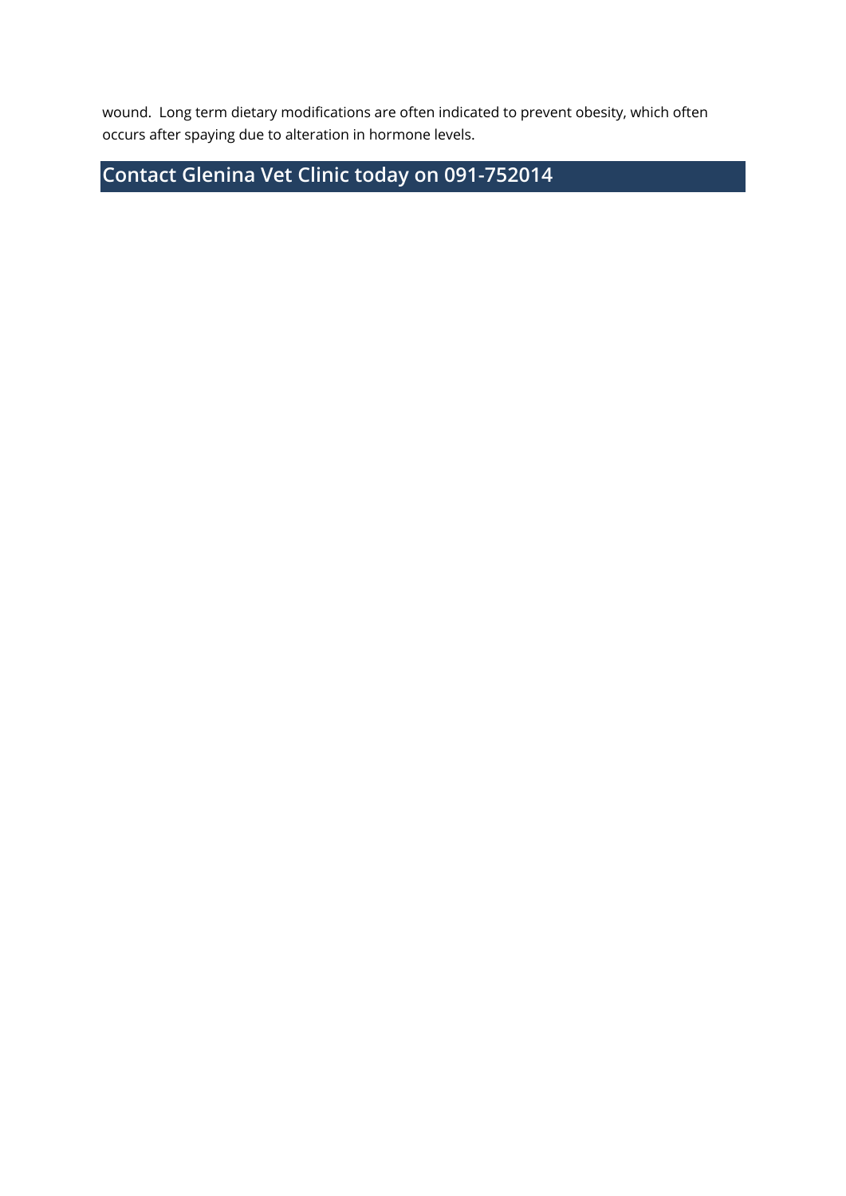wound.  Long term dietary modifications are often indicated to prevent obesity, which often occurs after spaying due to alteration in hormone levels.

## Contact Glenina Vet Clinic today on 091-752014